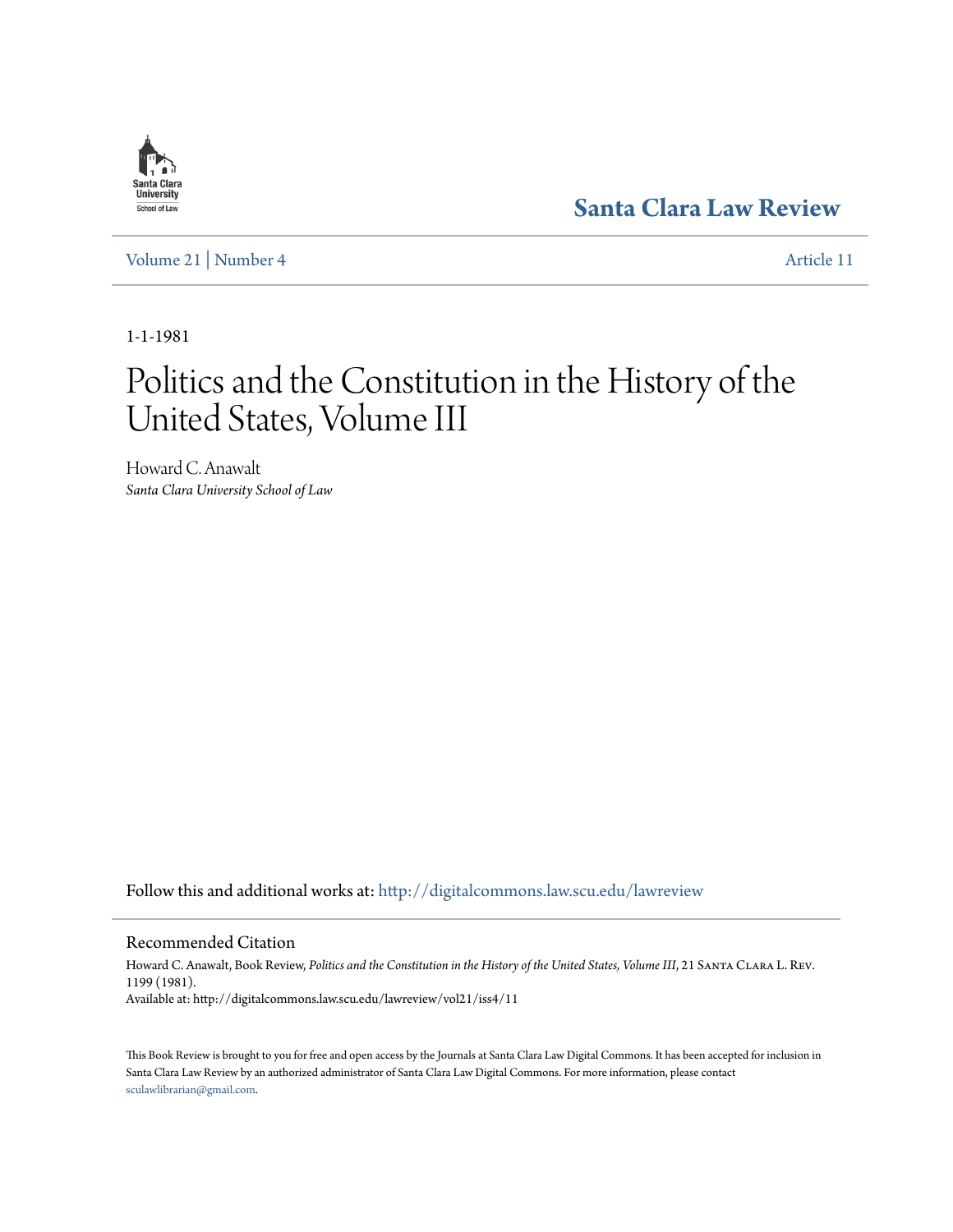Santa Clara University School of Law

# Santa Clara Law Review

Volume 21 | Number 4 Article 11

1-1-1981

# Politics and the Constitution in the History of the United States, Volume III

Howard C. Anawalt
*Santa Clara University School of Law*

Follow this and additional works at: http://digitalcommons.law.scu.edu/lawreview

## Recommended Citation

Howard C. Anawalt, Book Review, *Politics and the Constitution in the History of the United States, Volume III*, 21 Santa Clara L. Rev. 1199 (1981).
Available at: http://digitalcommons.law.scu.edu/lawreview/vol21/iss4/11

This Book Review is brought to you for free and open access by the Journals at Santa Clara Law Digital Commons. It has been accepted for inclusion in Santa Clara Law Review by an authorized administrator of Santa Clara Law Digital Commons. For more information, please contact sculawlibrarian@gmail.com.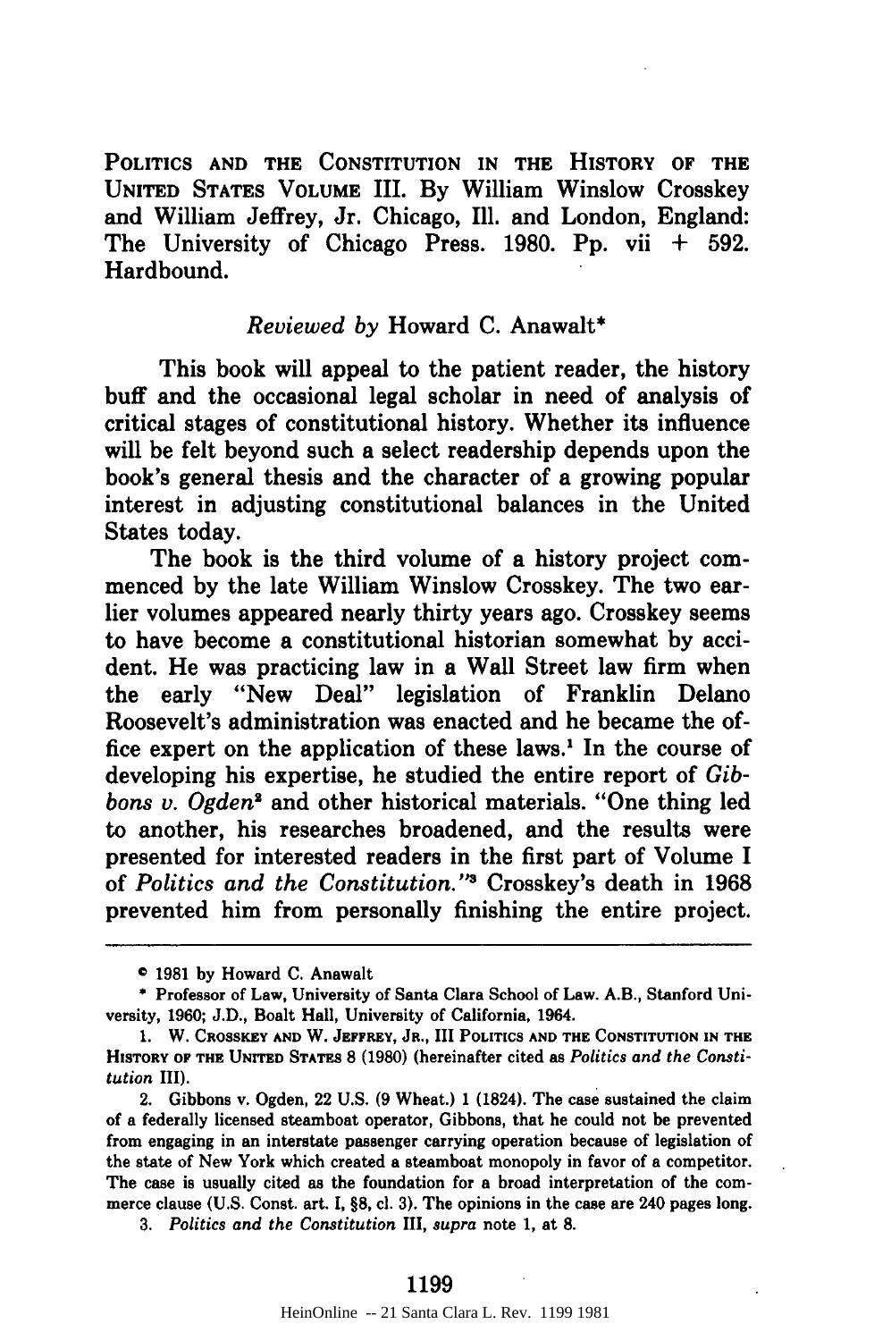POLITICS AND THE CONSTITUTION IN THE HISTORY OF THE UNITED STATES VOLUME III. By William Winslow Crosskey and William Jeffrey, Jr. Chicago, Ill. and London, England: The University of Chicago Press. 1980. Pp. vii + 592. Hardbound.

*Reviewed by* Howard C. Anawalt*

This book will appeal to the patient reader, the history buff and the occasional legal scholar in need of analysis of critical stages of constitutional history. Whether its influence will be felt beyond such a select readership depends upon the book's general thesis and the character of a growing popular interest in adjusting constitutional balances in the United States today.

The book is the third volume of a history project commenced by the late William Winslow Crosskey. The two earlier volumes appeared nearly thirty years ago. Crosskey seems to have become a constitutional historian somewhat by accident. He was practicing law in a Wall Street law firm when the early "New Deal" legislation of Franklin Delano Roosevelt's administration was enacted and he became the office expert on the application of these laws.[1] In the course of developing his expertise, he studied the entire report of *Gibbons v. Ogden*[2] and other historical materials. "One thing led to another, his researches broadened, and the results were presented for interested readers in the first part of Volume I of *Politics and the Constitution*."[3] Crosskey's death in 1968 prevented him from personally finishing the entire project.

---

© 1981 by Howard C. Anawalt

* Professor of Law, University of Santa Clara School of Law. A.B., Stanford University, 1960; J.D., Boalt Hall, University of California, 1964.

1. W. CROSSKEY AND W. JEFFREY, JR., III POLITICS AND THE CONSTITUTION IN THE HISTORY OF THE UNITED STATES 8 (1980) (hereinafter cited as *Politics and the Constitution* III).

2. Gibbons v. Ogden, 22 U.S. (9 Wheat.) 1 (1824). The case sustained the claim of a federally licensed steamboat operator, Gibbons, that he could not be prevented from engaging in an interstate passenger carrying operation because of legislation of the state of New York which created a steamboat monopoly in favor of a competitor. The case is usually cited as the foundation for a broad interpretation of the commerce clause (U.S. Const. art. I, §8, cl. 3). The opinions in the case are 240 pages long.

3. *Politics and the Constitution* III, *supra* note 1, at 8.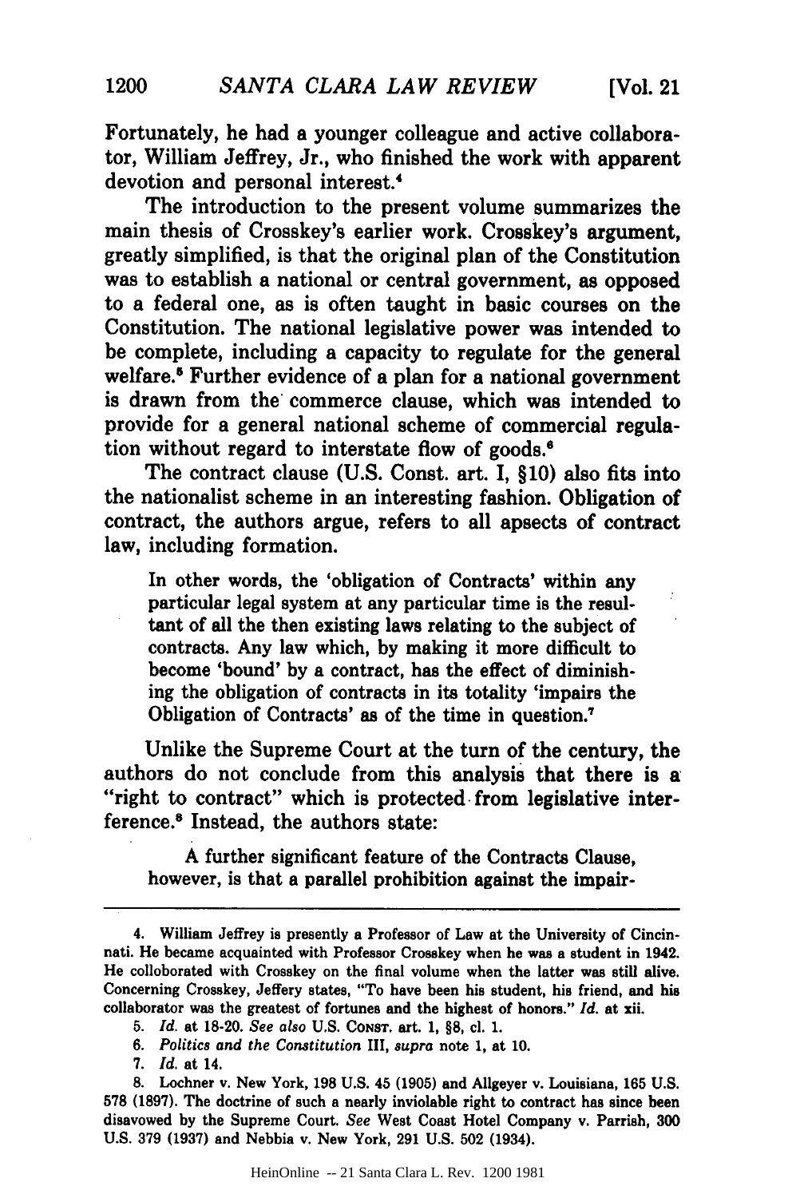Fortunately, he had a younger colleague and active collaborator, William Jeffrey, Jr., who finished the work with apparent devotion and personal interest.[4]

The introduction to the present volume summarizes the main thesis of Crosskey's earlier work. Crosskey's argument, greatly simplified, is that the original plan of the Constitution was to establish a national or central government, as opposed to a federal one, as is often taught in basic courses on the Constitution. The national legislative power was intended to be complete, including a capacity to regulate for the general welfare.[5] Further evidence of a plan for a national government is drawn from the commerce clause, which was intended to provide for a general national scheme of commercial regulation without regard to interstate flow of goods.[6]

The contract clause (U.S. Const. art. I, §10) also fits into the nationalist scheme in an interesting fashion. Obligation of contract, the authors argue, refers to all apsects of contract law, including formation.

> In other words, the 'obligation of Contracts' within any particular legal system at any particular time is the resultant of all the then existing laws relating to the subject of contracts. Any law which, by making it more difficult to become 'bound' by a contract, has the effect of diminishing the obligation of contracts in its totality 'impairs the Obligation of Contracts' as of the time in question.[7]

Unlike the Supreme Court at the turn of the century, the authors do not conclude from this analysis that there is a "right to contract" which is protected from legislative interference.[8] Instead, the authors state:

> A further significant feature of the Contracts Clause, however, is that a parallel prohibition against the impair-

---

4. William Jeffrey is presently a Professor of Law at the University of Cincinnati. He became acquainted with Professor Crosskey when he was a student in 1942. He colloborated with Crosskey on the final volume when the latter was still alive. Concerning Crosskey, Jeffery states, "To have been his student, his friend, and his collaborator was the greatest of fortunes and the highest of honors." *Id.* at xii.

5. *Id.* at 18-20. *See also* U.S. CONST. art. 1, §8, cl. 1.

6. *Politics and the Constitution* III, *supra* note 1, at 10.

7. *Id.* at 14.

8. Lochner v. New York, 198 U.S. 45 (1905) and Allgeyer v. Louisiana, 165 U.S. 578 (1897). The doctrine of such a nearly inviolable right to contract has since been disavowed by the Supreme Court. *See* West Coast Hotel Company v. Parrish, 300 U.S. 379 (1937) and Nebbia v. New York, 291 U.S. 502 (1934).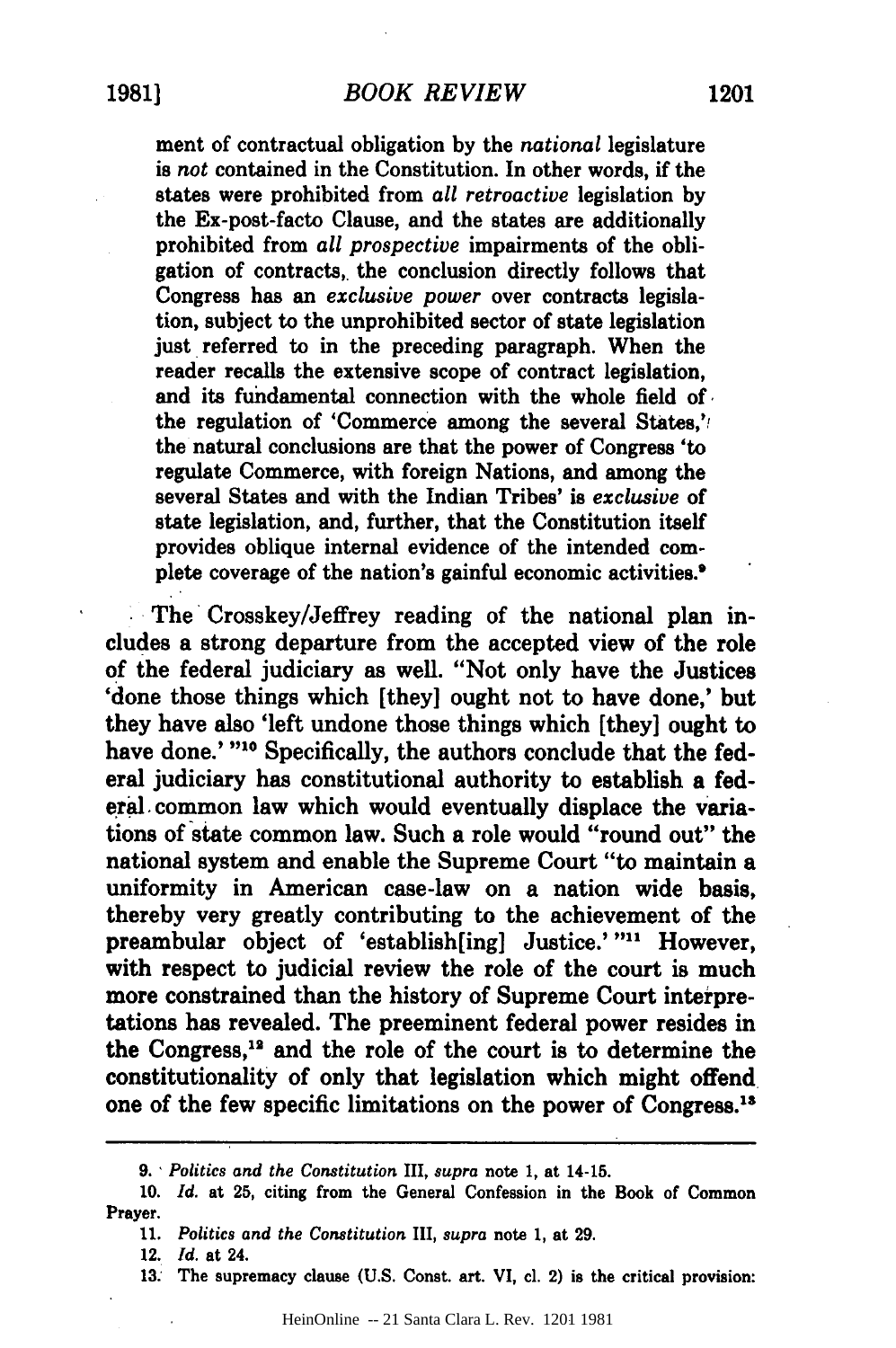ment of contractual obligation by the *national* legislature is *not* contained in the Constitution. In other words, if the states were prohibited from *all retroactive* legislation by the Ex-post-facto Clause, and the states are additionally prohibited from *all prospective* impairments of the obligation of contracts, the conclusion directly follows that Congress has an *exclusive power* over contracts legislation, subject to the unprohibited sector of state legislation just referred to in the preceding paragraph. When the reader recalls the extensive scope of contract legislation, and its fundamental connection with the whole field of the regulation of 'Commerce among the several States,' the natural conclusions are that the power of Congress 'to regulate Commerce, with foreign Nations, and among the several States and with the Indian Tribes' is *exclusive* of state legislation, and, further, that the Constitution itself provides oblique internal evidence of the intended complete coverage of the nation's gainful economic activities.[9]

The Crosskey/Jeffrey reading of the national plan includes a strong departure from the accepted view of the role of the federal judiciary as well. "Not only have the Justices 'done those things which [they] ought not to have done,' but they have also 'left undone those things which [they] ought to have done.' "[10] Specifically, the authors conclude that the federal judiciary has constitutional authority to establish a federal common law which would eventually displace the variations of state common law. Such a role would "round out" the national system and enable the Supreme Court "to maintain a uniformity in American case-law on a nation wide basis, thereby very greatly contributing to the achievement of the preambular object of 'establish[ing] Justice.' "[11] However, with respect to judicial review the role of the court is much more constrained than the history of Supreme Court interpretations has revealed. The preeminent federal power resides in the Congress,[12] and the role of the court is to determine the constitutionality of only that legislation which might offend one of the few specific limitations on the power of Congress.[13]

---

9. *Politics and the Constitution* III, *supra* note 1, at 14-15.

10. *Id.* at 25, citing from the General Confession in the Book of Common Prayer.

11. *Politics and the Constitution* III, *supra* note 1, at 29.

12. *Id.* at 24.

13. The supremacy clause (U.S. Const. art. VI, cl. 2) is the critical provision: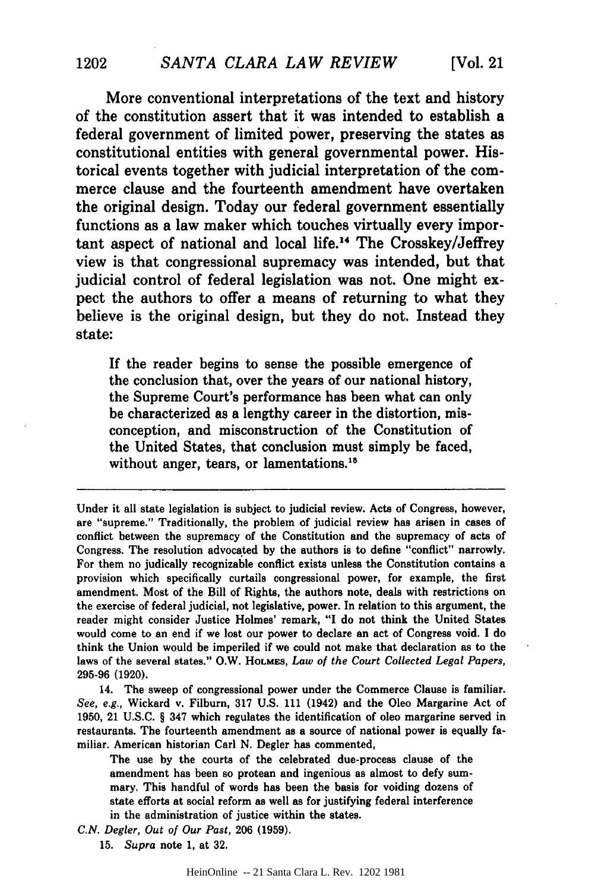More conventional interpretations of the text and history of the constitution assert that it was intended to establish a federal government of limited power, preserving the states as constitutional entities with general governmental power. Historical events together with judicial interpretation of the commerce clause and the fourteenth amendment have overtaken the original design. Today our federal government essentially functions as a law maker which touches virtually every important aspect of national and local life.[14] The Crosskey/Jeffrey view is that congressional supremacy was intended, but that judicial control of federal legislation was not. One might expect the authors to offer a means of returning to what they believe is the original design, but they do not. Instead they state:

> If the reader begins to sense the possible emergence of the conclusion that, over the years of our national history, the Supreme Court's performance has been what can only be characterized as a lengthy career in the distortion, misconception, and misconstruction of the Constitution of the United States, that conclusion must simply be faced, without anger, tears, or lamentations.[15]

---

Under it all state legislation is subject to judicial review. Acts of Congress, however, are "supreme." Traditionally, the problem of judicial review has arisen in cases of conflict between the supremacy of the Constitution and the supremacy of acts of Congress. The resolution advocated by the authors is to define "conflict" narrowly. For them no judically recognizable conflict exists unless the Constitution contains a provision which specifically curtails congressional power, for example, the first amendment. Most of the Bill of Rights, the authors note, deals with restrictions on the exercise of federal judicial, not legislative, power. In relation to this argument, the reader might consider Justice Holmes' remark, "I do not think the United States would come to an end if we lost our power to declare an act of Congress void. I do think the Union would be imperiled if we could not make that declaration as to the laws of the several states." O.W. HOLMES, *Law of the Court Collected Legal Papers*, 295-96 (1920).

14. The sweep of congressional power under the Commerce Clause is familiar. *See, e.g.*, Wickard v. Filburn, 317 U.S. 111 (1942) and the Oleo Margarine Act of 1950, 21 U.S.C. § 347 which regulates the identification of oleo margarine served in restaurants. The fourteenth amendment as a source of national power is equally familiar. American historian Carl N. Degler has commented,

> The use by the courts of the celebrated due-process clause of the amendment has been so protean and ingenious as almost to defy summary. This handful of words has been the basis for voiding dozens of state efforts at social reform as well as for justifying federal interference in the administration of justice within the states.

*C.N. Degler, Out of Our Past*, 206 (1959).

15. *Supra* note 1, at 32.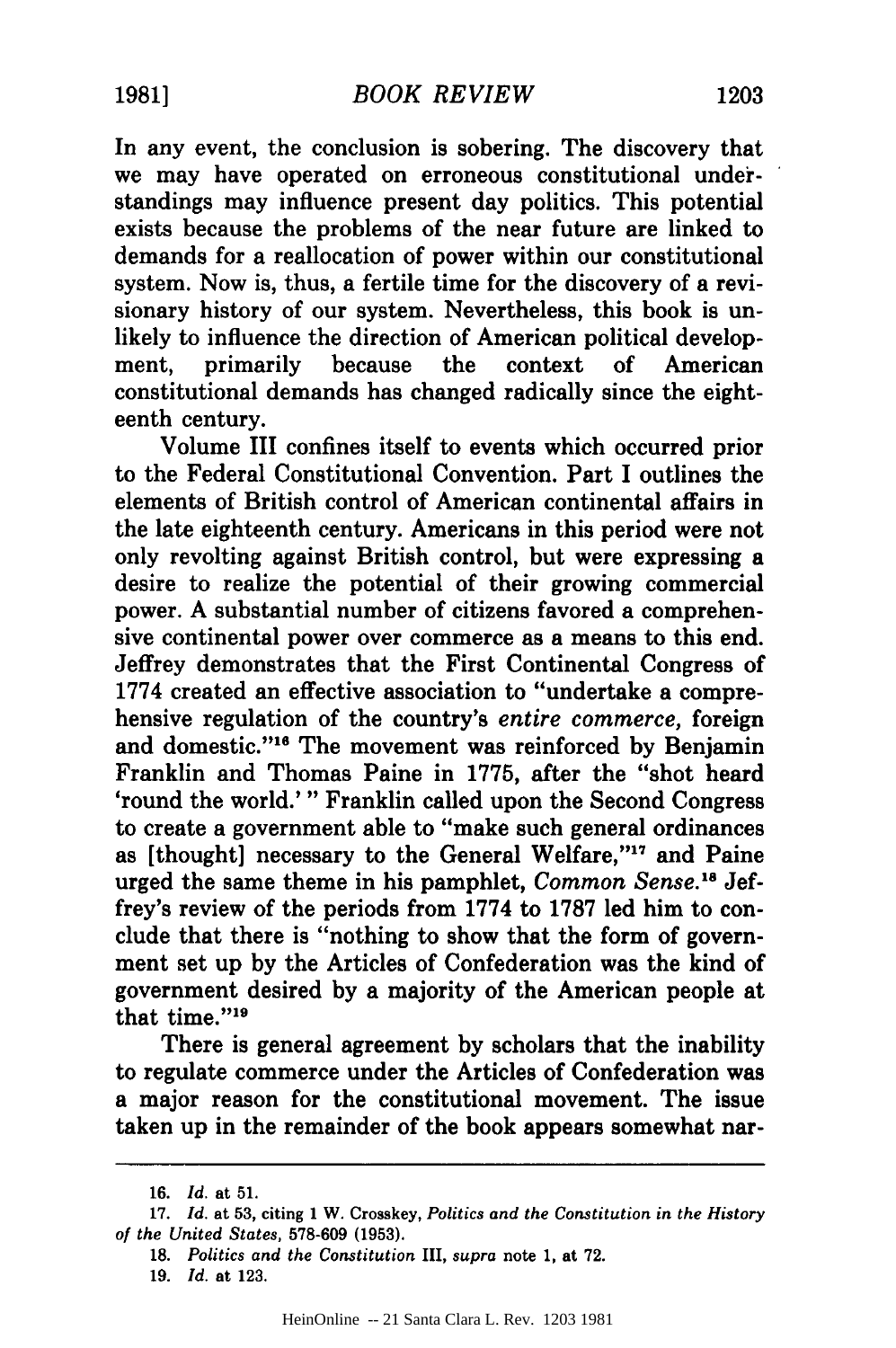In any event, the conclusion is sobering. The discovery that we may have operated on erroneous constitutional understandings may influence present day politics. This potential exists because the problems of the near future are linked to demands for a reallocation of power within our constitutional system. Now is, thus, a fertile time for the discovery of a revisionary history of our system. Nevertheless, this book is unlikely to influence the direction of American political development, primarily because the context of American constitutional demands has changed radically since the eighteenth century.

Volume III confines itself to events which occurred prior to the Federal Constitutional Convention. Part I outlines the elements of British control of American continental affairs in the late eighteenth century. Americans in this period were not only revolting against British control, but were expressing a desire to realize the potential of their growing commercial power. A substantial number of citizens favored a comprehensive continental power over commerce as a means to this end. Jeffrey demonstrates that the First Continental Congress of 1774 created an effective association to "undertake a comprehensive regulation of the country's *entire commerce,* foreign and domestic."[16] The movement was reinforced by Benjamin Franklin and Thomas Paine in 1775, after the "shot heard 'round the world.'" Franklin called upon the Second Congress to create a government able to "make such general ordinances as [thought] necessary to the General Welfare,"[17] and Paine urged the same theme in his pamphlet, *Common Sense.*[18] Jeffrey's review of the periods from 1774 to 1787 led him to conclude that there is "nothing to show that the form of government set up by the Articles of Confederation was the kind of government desired by a majority of the American people at that time."[19]

There is general agreement by scholars that the inability to regulate commerce under the Articles of Confederation was a major reason for the constitutional movement. The issue taken up in the remainder of the book appears somewhat nar-

---

16. *Id.* at 51.

17. *Id.* at 53, citing 1 W. Crosskey, *Politics and the Constitution in the History of the United States,* 578-609 (1953).

18. *Politics and the Constitution* III, *supra* note 1, at 72.

19. *Id.* at 123.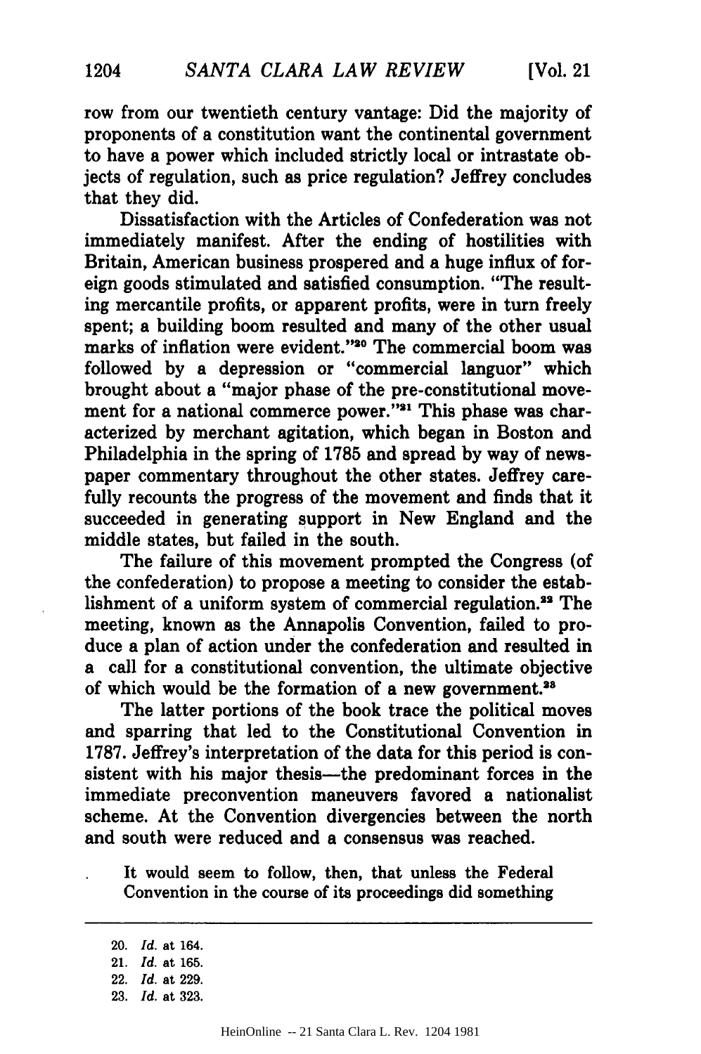row from our twentieth century vantage: Did the majority of proponents of a constitution want the continental government to have a power which included strictly local or intrastate objects of regulation, such as price regulation? Jeffrey concludes that they did.

Dissatisfaction with the Articles of Confederation was not immediately manifest. After the ending of hostilities with Britain, American business prospered and a huge influx of foreign goods stimulated and satisfied consumption. "The resulting mercantile profits, or apparent profits, were in turn freely spent; a building boom resulted and many of the other usual marks of inflation were evident."[20] The commercial boom was followed by a depression or "commercial languor" which brought about a "major phase of the pre-constitutional movement for a national commerce power."[21] This phase was characterized by merchant agitation, which began in Boston and Philadelphia in the spring of 1785 and spread by way of newspaper commentary throughout the other states. Jeffrey carefully recounts the progress of the movement and finds that it succeeded in generating support in New England and the middle states, but failed in the south.

The failure of this movement prompted the Congress (of the confederation) to propose a meeting to consider the establishment of a uniform system of commercial regulation.[22] The meeting, known as the Annapolis Convention, failed to produce a plan of action under the confederation and resulted in a call for a constitutional convention, the ultimate objective of which would be the formation of a new government.[23]

The latter portions of the book trace the political moves and sparring that led to the Constitutional Convention in 1787. Jeffrey's interpretation of the data for this period is consistent with his major thesis—the predominant forces in the immediate preconvention maneuvers favored a nationalist scheme. At the Convention divergencies between the north and south were reduced and a consensus was reached.

> It would seem to follow, then, that unless the Federal Convention in the course of its proceedings did something

---

20. *Id.* at 164.
21. *Id.* at 165.
22. *Id.* at 229.
23. *Id.* at 323.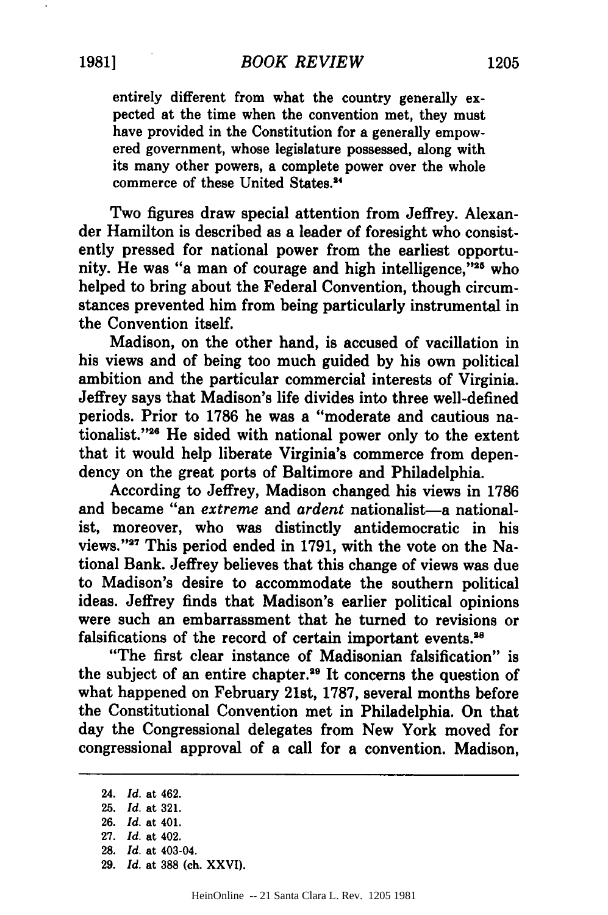entirely different from what the country generally expected at the time when the convention met, they must have provided in the Constitution for a generally empowered government, whose legislature possessed, along with its many other powers, a complete power over the whole commerce of these United States.[24]

Two figures draw special attention from Jeffrey. Alexander Hamilton is described as a leader of foresight who consistently pressed for national power from the earliest opportunity. He was "a man of courage and high intelligence,"[25] who helped to bring about the Federal Convention, though circumstances prevented him from being particularly instrumental in the Convention itself.

Madison, on the other hand, is accused of vacillation in his views and of being too much guided by his own political ambition and the particular commercial interests of Virginia. Jeffrey says that Madison's life divides into three well-defined periods. Prior to 1786 he was a "moderate and cautious nationalist."[26] He sided with national power only to the extent that it would help liberate Virginia's commerce from dependency on the great ports of Baltimore and Philadelphia.

According to Jeffrey, Madison changed his views in 1786 and became "an *extreme* and *ardent* nationalist—a nationalist, moreover, who was distinctly antidemocratic in his views."[27] This period ended in 1791, with the vote on the National Bank. Jeffrey believes that this change of views was due to Madison's desire to accommodate the southern political ideas. Jeffrey finds that Madison's earlier political opinions were such an embarrassment that he turned to revisions or falsifications of the record of certain important events.[28]

"The first clear instance of Madisonian falsification" is the subject of an entire chapter.[29] It concerns the question of what happened on February 21st, 1787, several months before the Constitutional Convention met in Philadelphia. On that day the Congressional delegates from New York moved for congressional approval of a call for a convention. Madison,

---

24. *Id.* at 462.
25. *Id.* at 321.
26. *Id.* at 401.
27. *Id.* at 402.
28. *Id.* at 403-04.
29. *Id.* at 388 (ch. XXVI).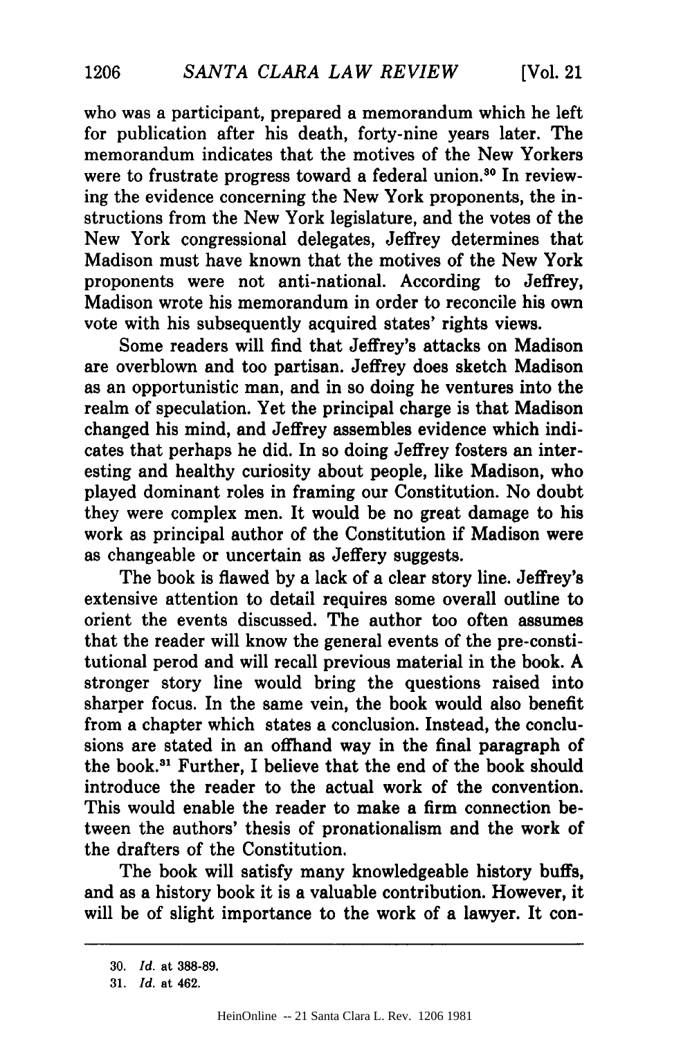who was a participant, prepared a memorandum which he left for publication after his death, forty-nine years later. The memorandum indicates that the motives of the New Yorkers were to frustrate progress toward a federal union.[30] In reviewing the evidence concerning the New York proponents, the instructions from the New York legislature, and the votes of the New York congressional delegates, Jeffrey determines that Madison must have known that the motives of the New York proponents were not anti-national. According to Jeffrey, Madison wrote his memorandum in order to reconcile his own vote with his subsequently acquired states' rights views.

Some readers will find that Jeffrey's attacks on Madison are overblown and too partisan. Jeffrey does sketch Madison as an opportunistic man, and in so doing he ventures into the realm of speculation. Yet the principal charge is that Madison changed his mind, and Jeffrey assembles evidence which indicates that perhaps he did. In so doing Jeffrey fosters an interesting and healthy curiosity about people, like Madison, who played dominant roles in framing our Constitution. No doubt they were complex men. It would be no great damage to his work as principal author of the Constitution if Madison were as changeable or uncertain as Jeffery suggests.

The book is flawed by a lack of a clear story line. Jeffrey's extensive attention to detail requires some overall outline to orient the events discussed. The author too often assumes that the reader will know the general events of the pre-constitutional perod and will recall previous material in the book. A stronger story line would bring the questions raised into sharper focus. In the same vein, the book would also benefit from a chapter which states a conclusion. Instead, the conclusions are stated in an offhand way in the final paragraph of the book.[31] Further, I believe that the end of the book should introduce the reader to the actual work of the convention. This would enable the reader to make a firm connection between the authors' thesis of pronationalism and the work of the drafters of the Constitution.

The book will satisfy many knowledgeable history buffs, and as a history book it is a valuable contribution. However, it will be of slight importance to the work of a lawyer. It con-

---

30. *Id.* at 388-89.

31. *Id.* at 462.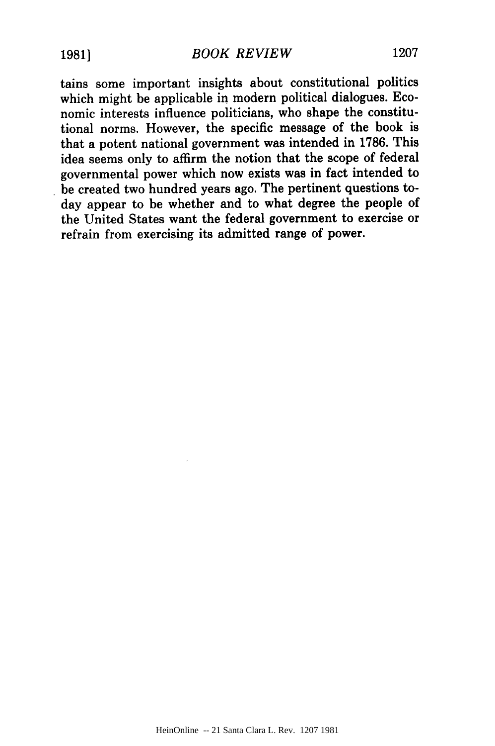tains some important insights about constitutional politics which might be applicable in modern political dialogues. Economic interests influence politicians, who shape the constitutional norms. However, the specific message of the book is that a potent national government was intended in 1786. This idea seems only to affirm the notion that the scope of federal governmental power which now exists was in fact intended to be created two hundred years ago. The pertinent questions today appear to be whether and to what degree the people of the United States want the federal government to exercise or refrain from exercising its admitted range of power.